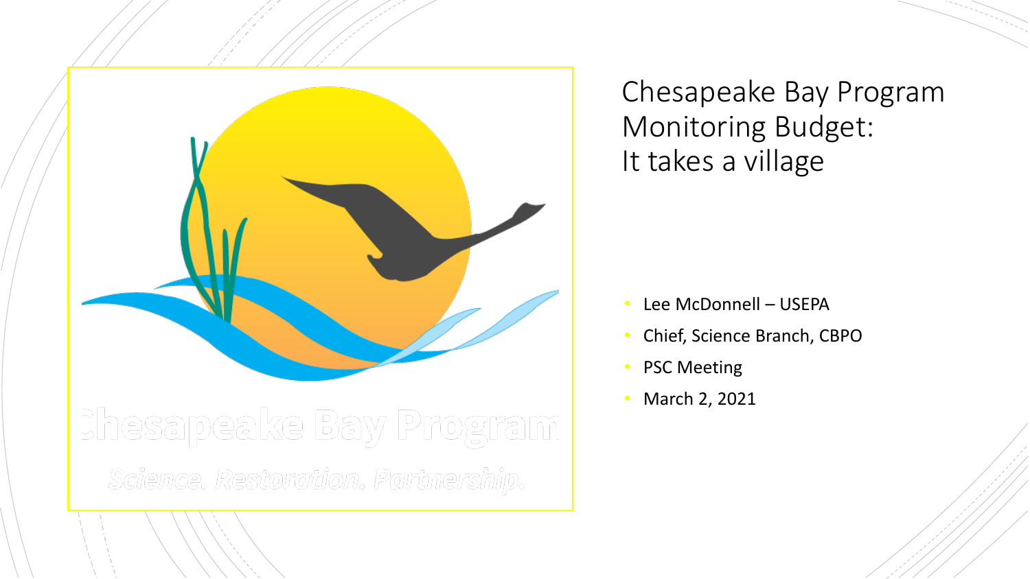# Chesapeake Bay Program Monitoring Budget: It takes a village

- Lee McDonnell – USEPA
- Chief, Science Branch, CBPO
- PSC Meeting
- March 2, 2021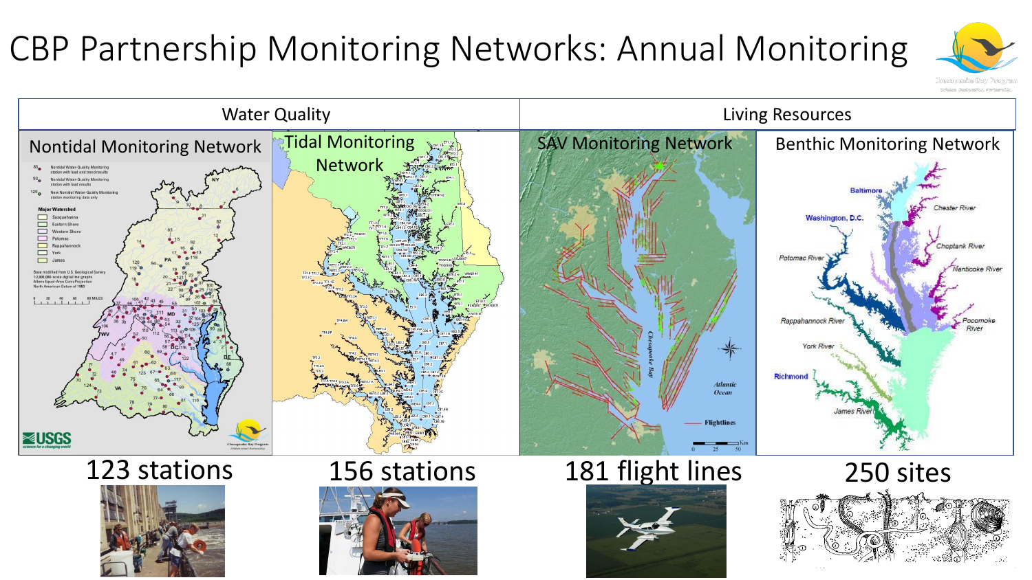# CBP Partnership Monitoring Networks: Annual Monitoring

| Water Quality | | Living Resources | |
|---|---|---|---|
| Nontidal Monitoring Network | Tidal Monitoring Network | SAV Monitoring Network | Benthic Monitoring Network |
| 123 stations | 156 stations | 181 flight lines | 250 sites |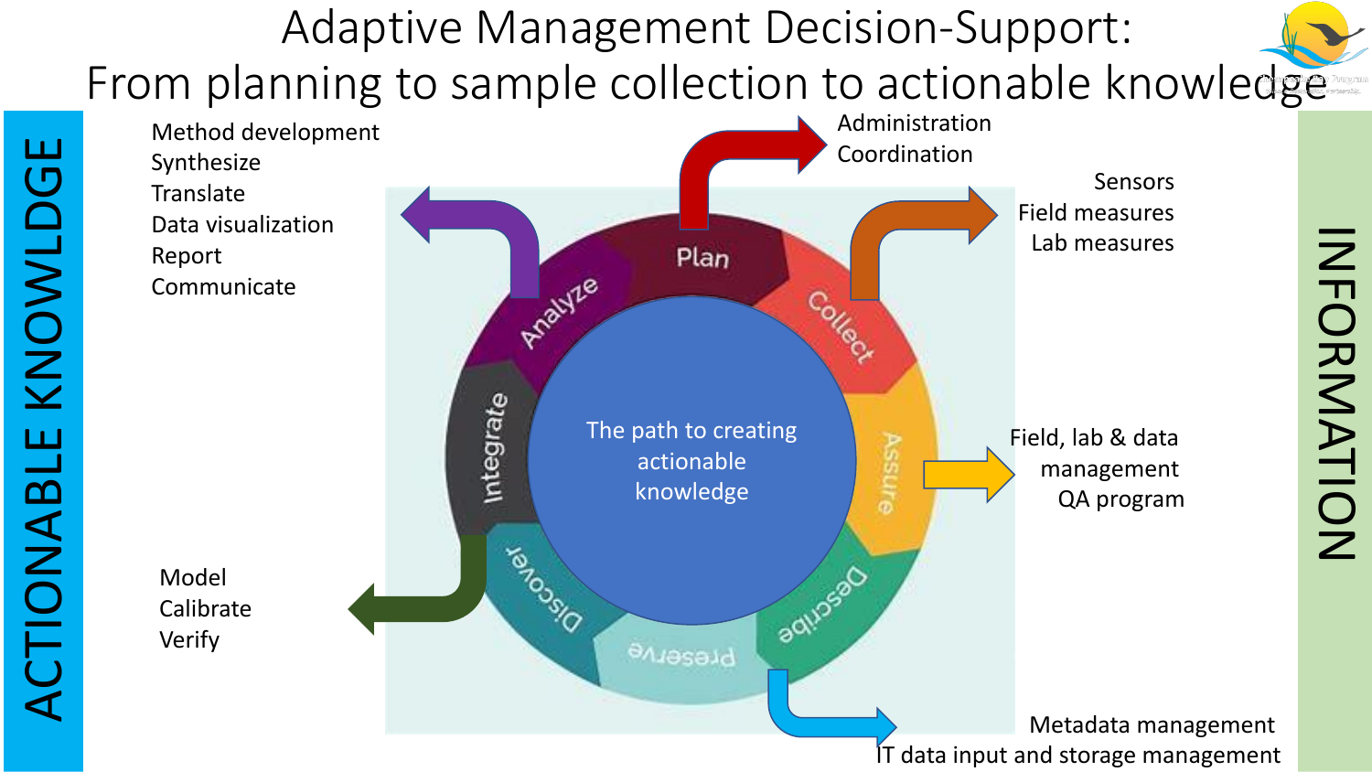# Adaptive Management Decision-Support: From planning to sample collection to actionable knowledge

ACTIONABLE KNOWLDGE

INFORMATION

The path to creating actionable knowledge

**Plan**
- Administration
- Coordination

**Collect**
- Sensors
- Field measures
- Lab measures

**Assure**
- Field, lab & data management
- QA program

**Describe**
- Metadata management
- IT data input and storage management

**Preserve**

**Discover**

**Integrate**
- Model
- Calibrate
- Verify

**Analyze**
- Method development
- Synthesize
- Translate
- Data visualization
- Report
- Communicate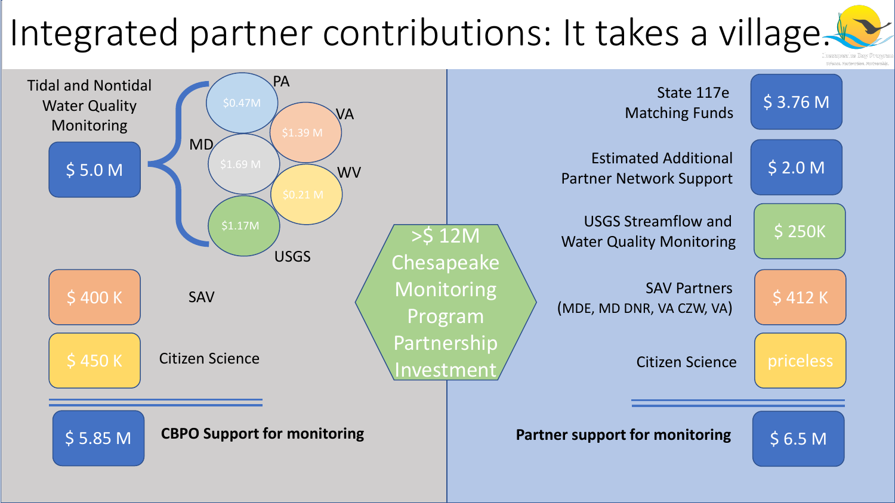# Integrated partner contributions: It takes a village

## CBPO Support for monitoring

**Tidal and Nontidal Water Quality Monitoring** — $ 5.0 M

- PA: $0.47M
- VA: $1.39 M
- MD: $1.69 M
- WV: $0.21 M
- USGS: $1.17M

**SAV** — $ 400 K

**Citizen Science** — $ 450 K

**CBPO Support for monitoring** — $ 5.85 M

## >$ 12M Chesapeake Monitoring Program Partnership Investment

## Partner support for monitoring

**State 117e Matching Funds** — $ 3.76 M

**Estimated Additional Partner Network Support** — $ 2.0 M

**USGS Streamflow and Water Quality Monitoring** — $ 250K

**SAV Partners (MDE, MD DNR, VA CZW, VA)** — $ 412 K

**Citizen Science** — priceless

**Partner support for monitoring** — $ 6.5 M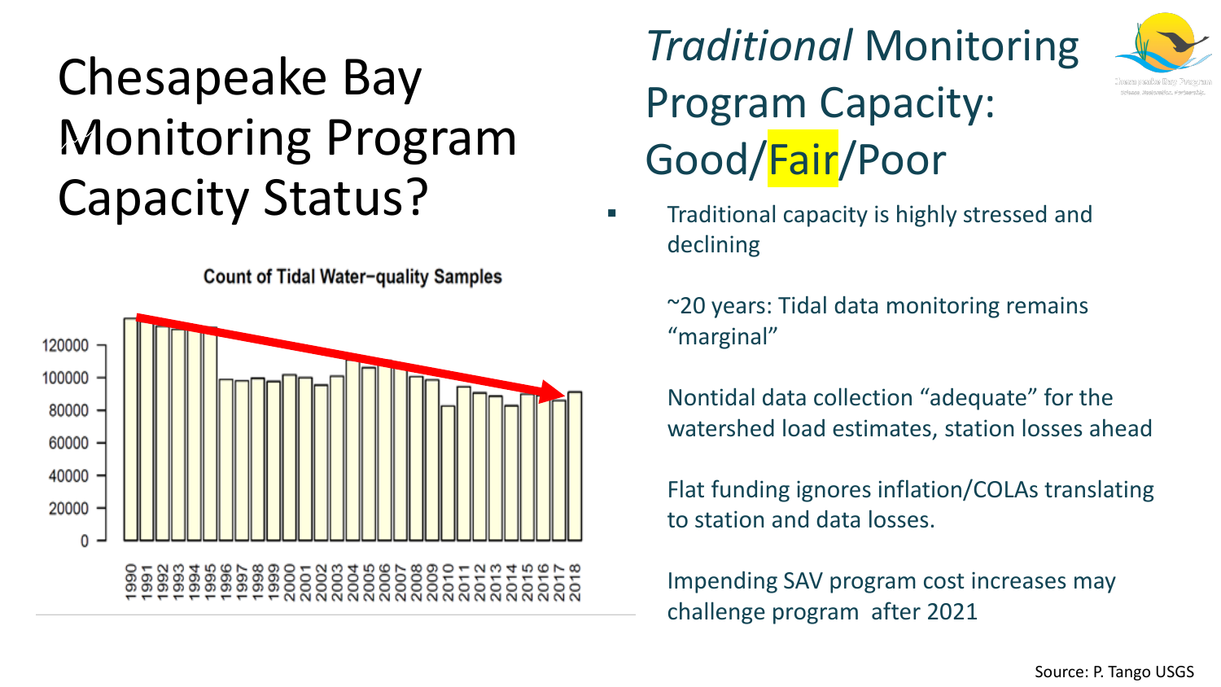# Chesapeake Bay Monitoring Program Capacity Status?

**Count of Tidal Water-quality Samples**

## *Traditional* Monitoring Program Capacity: Good/Fair/Poor

- Traditional capacity is highly stressed and declining

  ~20 years: Tidal data monitoring remains "marginal"

  Nontidal data collection "adequate" for the watershed load estimates, station losses ahead

  Flat funding ignores inflation/COLAs translating to station and data losses.

  Impending SAV program cost increases may challenge program after 2021

Source: P. Tango USGS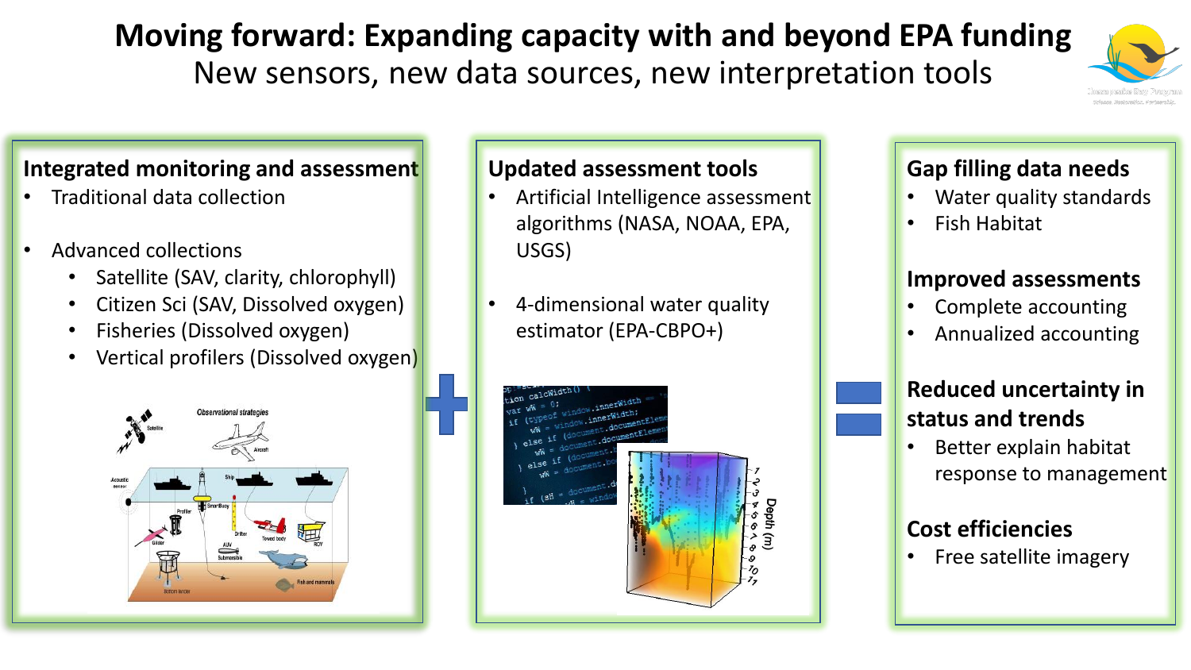# Moving forward: Expanding capacity with and beyond EPA funding

New sensors, new data sources, new interpretation tools

### Integrated monitoring and assessment

- Traditional data collection
- Advanced collections
  - Satellite (SAV, clarity, chlorophyll)
  - Citizen Sci (SAV, Dissolved oxygen)
  - Fisheries (Dissolved oxygen)
  - Vertical profilers (Dissolved oxygen)

+

### Updated assessment tools

- Artificial Intelligence assessment algorithms (NASA, NOAA, EPA, USGS)
- 4-dimensional water quality estimator (EPA-CBPO+)

=

### Gap filling data needs

- Water quality standards
- Fish Habitat

### Improved assessments

- Complete accounting
- Annualized accounting

### Reduced uncertainty in status and trends

- Better explain habitat response to management

### Cost efficiencies

- Free satellite imagery